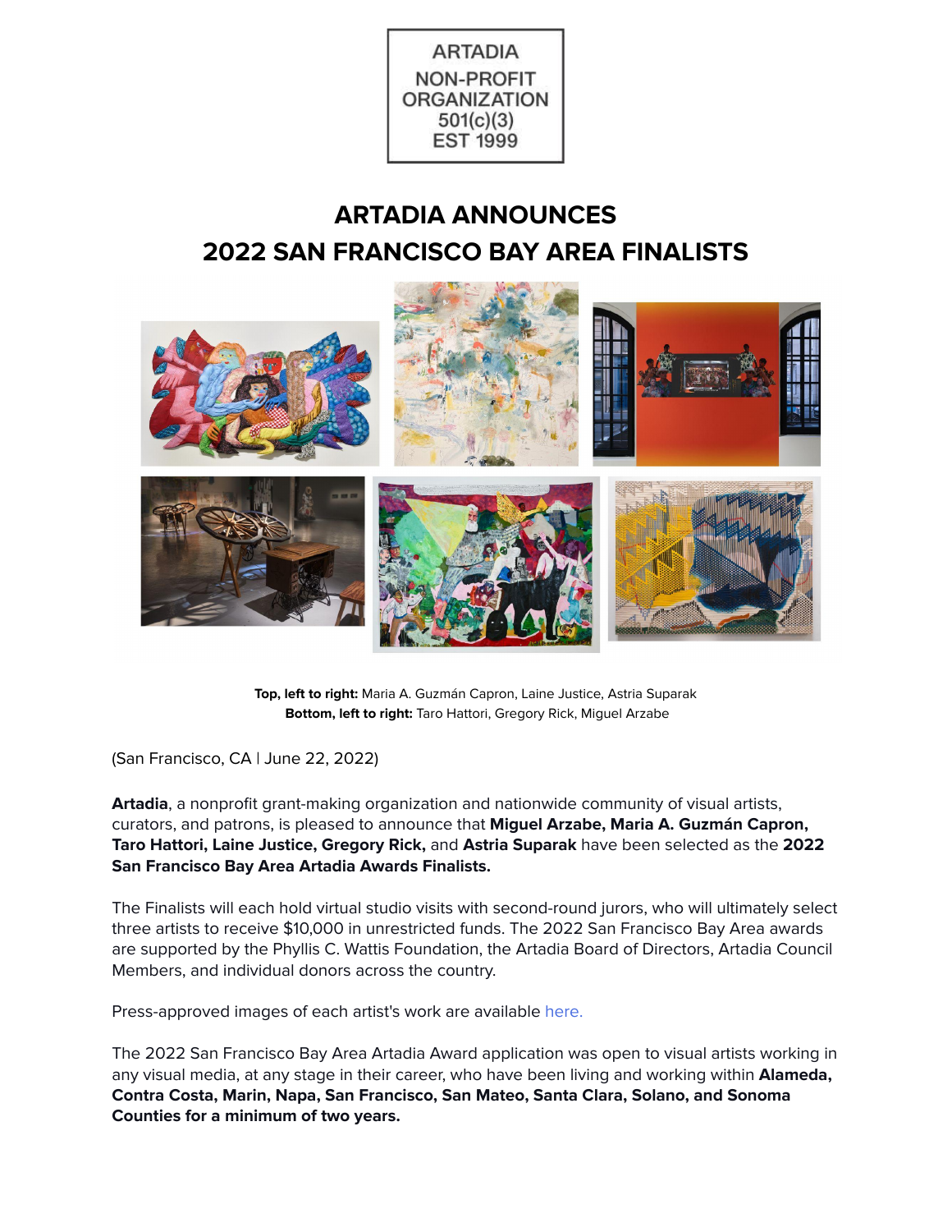ARTADIA
NON-PROFIT
ORGANIZATION
501(c)(3)
EST 1999

# ARTADIA ANNOUNCES 2022 SAN FRANCISCO BAY AREA FINALISTS

**Top, left to right:** Maria A. Guzmán Capron, Laine Justice, Astria Suparak
**Bottom, left to right:** Taro Hattori, Gregory Rick, Miguel Arzabe

(San Francisco, CA | June 22, 2022)

**Artadia**, a nonprofit grant-making organization and nationwide community of visual artists, curators, and patrons, is pleased to announce that **Miguel Arzabe, Maria A. Guzmán Capron, Taro Hattori, Laine Justice, Gregory Rick,** and **Astria Suparak** have been selected as the **2022 San Francisco Bay Area Artadia Awards Finalists.**

The Finalists will each hold virtual studio visits with second-round jurors, who will ultimately select three artists to receive $10,000 in unrestricted funds. The 2022 San Francisco Bay Area awards are supported by the Phyllis C. Wattis Foundation, the Artadia Board of Directors, Artadia Council Members, and individual donors across the country.

Press-approved images of each artist's work are available here.

The 2022 San Francisco Bay Area Artadia Award application was open to visual artists working in any visual media, at any stage in their career, who have been living and working within **Alameda, Contra Costa, Marin, Napa, San Francisco, San Mateo, Santa Clara, Solano, and Sonoma Counties for a minimum of two years.**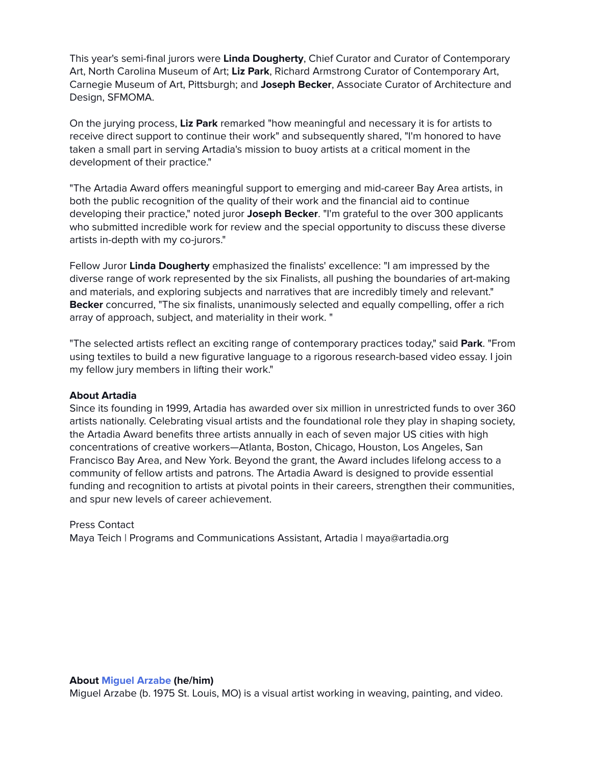This year's semi-final jurors were **Linda Dougherty**, Chief Curator and Curator of Contemporary Art, North Carolina Museum of Art; **Liz Park**, Richard Armstrong Curator of Contemporary Art, Carnegie Museum of Art, Pittsburgh; and **Joseph Becker**, Associate Curator of Architecture and Design, SFMOMA.

On the jurying process, **Liz Park** remarked "how meaningful and necessary it is for artists to receive direct support to continue their work" and subsequently shared, "I'm honored to have taken a small part in serving Artadia's mission to buoy artists at a critical moment in the development of their practice."

"The Artadia Award offers meaningful support to emerging and mid-career Bay Area artists, in both the public recognition of the quality of their work and the financial aid to continue developing their practice," noted juror **Joseph Becker**. "I'm grateful to the over 300 applicants who submitted incredible work for review and the special opportunity to discuss these diverse artists in-depth with my co-jurors."

Fellow Juror **Linda Dougherty** emphasized the finalists' excellence: "I am impressed by the diverse range of work represented by the six Finalists, all pushing the boundaries of art-making and materials, and exploring subjects and narratives that are incredibly timely and relevant." **Becker** concurred, "The six finalists, unanimously selected and equally compelling, offer a rich array of approach, subject, and materiality in their work. "

"The selected artists reflect an exciting range of contemporary practices today," said **Park**. "From using textiles to build a new figurative language to a rigorous research-based video essay. I join my fellow jury members in lifting their work."

**About Artadia**
Since its founding in 1999, Artadia has awarded over six million in unrestricted funds to over 360 artists nationally. Celebrating visual artists and the foundational role they play in shaping society, the Artadia Award benefits three artists annually in each of seven major US cities with high concentrations of creative workers—Atlanta, Boston, Chicago, Houston, Los Angeles, San Francisco Bay Area, and New York. Beyond the grant, the Award includes lifelong access to a community of fellow artists and patrons. The Artadia Award is designed to provide essential funding and recognition to artists at pivotal points in their careers, strengthen their communities, and spur new levels of career achievement.

Press Contact
Maya Teich | Programs and Communications Assistant, Artadia | maya@artadia.org

**About Miguel Arzabe (he/him)**
Miguel Arzabe (b. 1975 St. Louis, MO) is a visual artist working in weaving, painting, and video.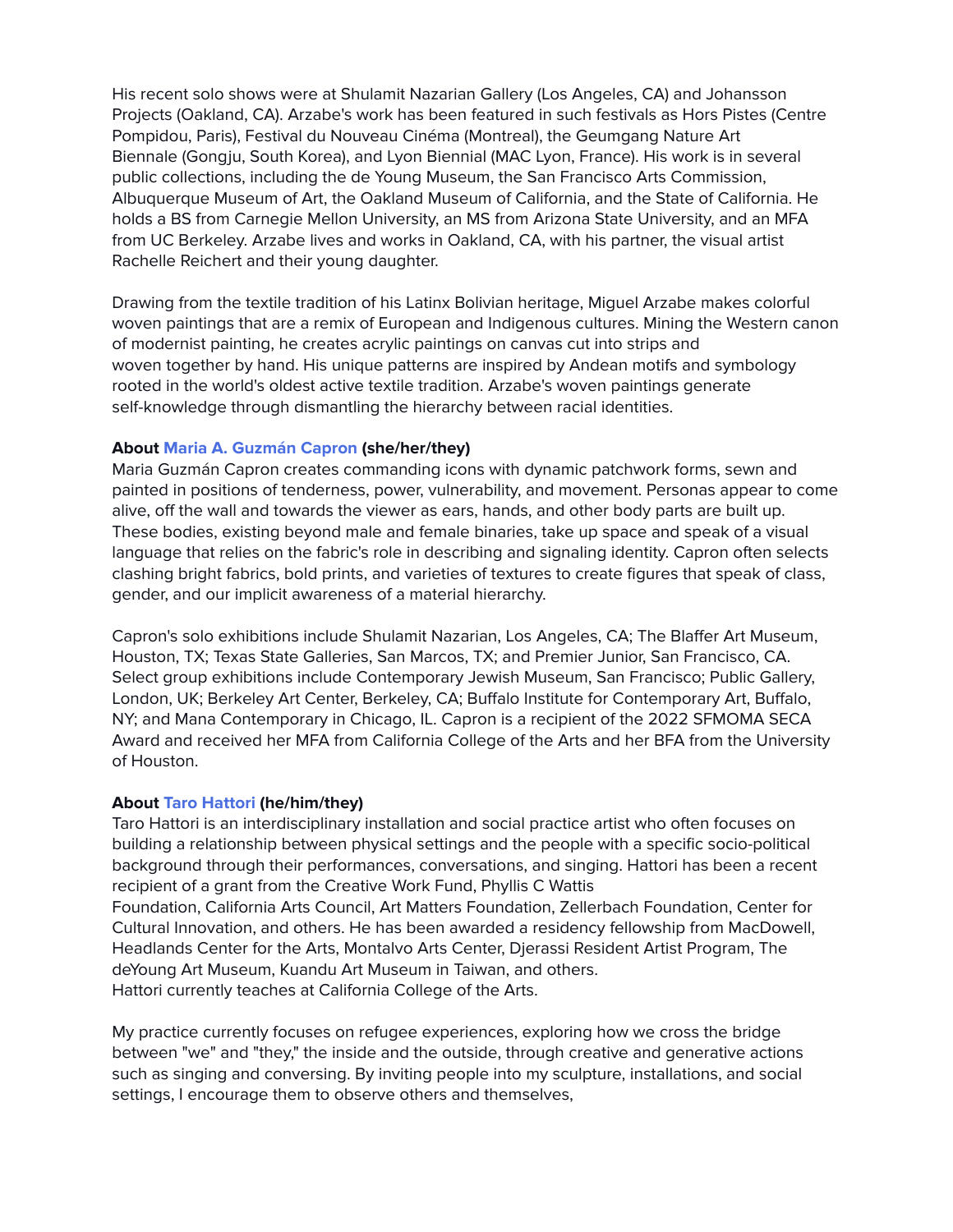His recent solo shows were at Shulamit Nazarian Gallery (Los Angeles, CA) and Johansson Projects (Oakland, CA). Arzabe's work has been featured in such festivals as Hors Pistes (Centre Pompidou, Paris), Festival du Nouveau Cinéma (Montreal), the Geumgang Nature Art Biennale (Gongju, South Korea), and Lyon Biennial (MAC Lyon, France). His work is in several public collections, including the de Young Museum, the San Francisco Arts Commission, Albuquerque Museum of Art, the Oakland Museum of California, and the State of California. He holds a BS from Carnegie Mellon University, an MS from Arizona State University, and an MFA from UC Berkeley. Arzabe lives and works in Oakland, CA, with his partner, the visual artist Rachelle Reichert and their young daughter.

Drawing from the textile tradition of his Latinx Bolivian heritage, Miguel Arzabe makes colorful woven paintings that are a remix of European and Indigenous cultures. Mining the Western canon of modernist painting, he creates acrylic paintings on canvas cut into strips and woven together by hand. His unique patterns are inspired by Andean motifs and symbology rooted in the world's oldest active textile tradition. Arzabe's woven paintings generate self-knowledge through dismantling the hierarchy between racial identities.

**About Maria A. Guzmán Capron (she/her/they)**

Maria Guzmán Capron creates commanding icons with dynamic patchwork forms, sewn and painted in positions of tenderness, power, vulnerability, and movement. Personas appear to come alive, off the wall and towards the viewer as ears, hands, and other body parts are built up. These bodies, existing beyond male and female binaries, take up space and speak of a visual language that relies on the fabric's role in describing and signaling identity. Capron often selects clashing bright fabrics, bold prints, and varieties of textures to create figures that speak of class, gender, and our implicit awareness of a material hierarchy.

Capron's solo exhibitions include Shulamit Nazarian, Los Angeles, CA; The Blaffer Art Museum, Houston, TX; Texas State Galleries, San Marcos, TX; and Premier Junior, San Francisco, CA. Select group exhibitions include Contemporary Jewish Museum, San Francisco; Public Gallery, London, UK; Berkeley Art Center, Berkeley, CA; Buffalo Institute for Contemporary Art, Buffalo, NY; and Mana Contemporary in Chicago, IL. Capron is a recipient of the 2022 SFMOMA SECA Award and received her MFA from California College of the Arts and her BFA from the University of Houston.

**About Taro Hattori (he/him/they)**

Taro Hattori is an interdisciplinary installation and social practice artist who often focuses on building a relationship between physical settings and the people with a specific socio-political background through their performances, conversations, and singing. Hattori has been a recent recipient of a grant from the Creative Work Fund, Phyllis C Wattis Foundation, California Arts Council, Art Matters Foundation, Zellerbach Foundation, Center for Cultural Innovation, and others. He has been awarded a residency fellowship from MacDowell, Headlands Center for the Arts, Montalvo Arts Center, Djerassi Resident Artist Program, The deYoung Art Museum, Kuandu Art Museum in Taiwan, and others.
Hattori currently teaches at California College of the Arts.

My practice currently focuses on refugee experiences, exploring how we cross the bridge between "we" and "they," the inside and the outside, through creative and generative actions such as singing and conversing. By inviting people into my sculpture, installations, and social settings, I encourage them to observe others and themselves,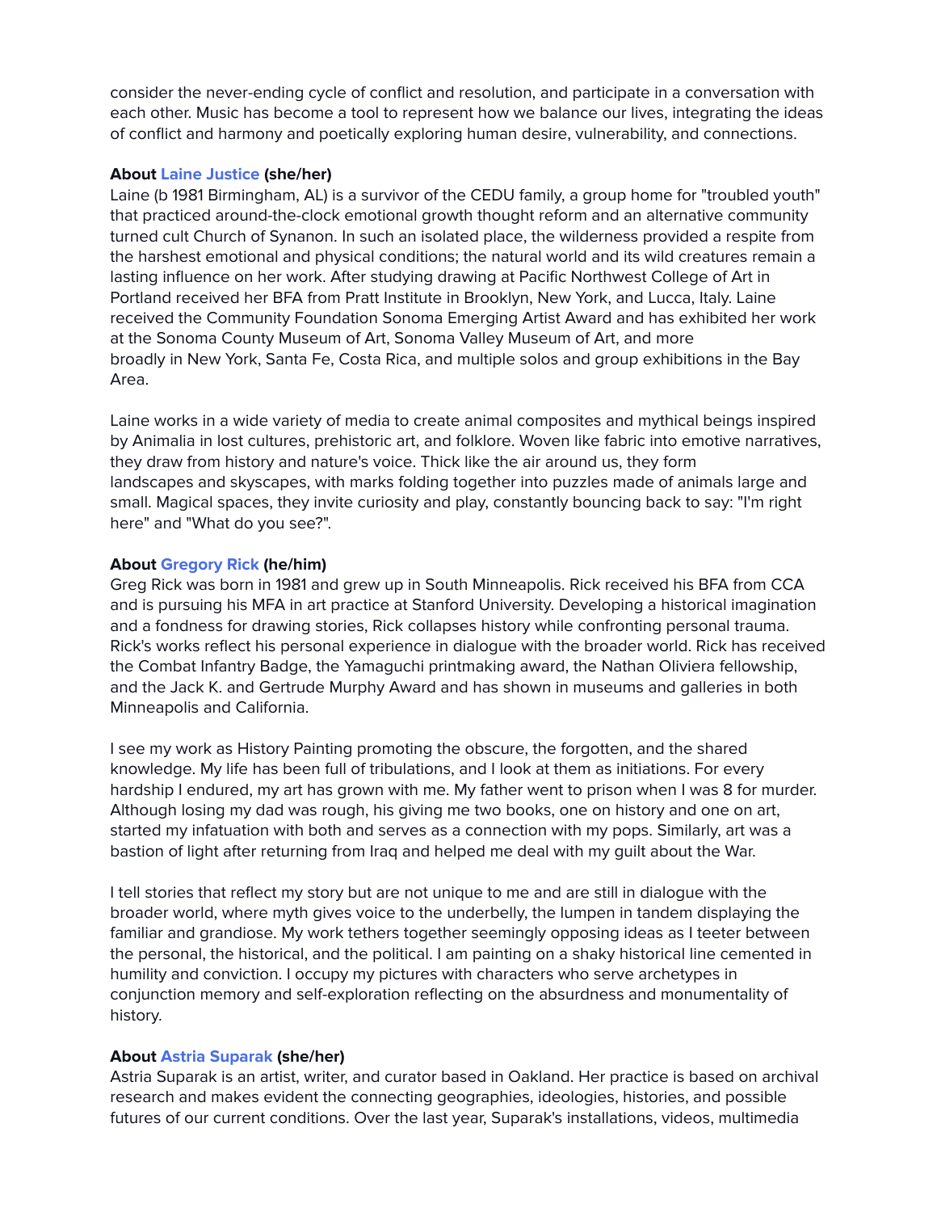consider the never-ending cycle of conflict and resolution, and participate in a conversation with each other. Music has become a tool to represent how we balance our lives, integrating the ideas of conflict and harmony and poetically exploring human desire, vulnerability, and connections.

**About Laine Justice (she/her)**
Laine (b 1981 Birmingham, AL) is a survivor of the CEDU family, a group home for "troubled youth" that practiced around-the-clock emotional growth thought reform and an alternative community turned cult Church of Synanon. In such an isolated place, the wilderness provided a respite from the harshest emotional and physical conditions; the natural world and its wild creatures remain a lasting influence on her work. After studying drawing at Pacific Northwest College of Art in Portland received her BFA from Pratt Institute in Brooklyn, New York, and Lucca, Italy. Laine received the Community Foundation Sonoma Emerging Artist Award and has exhibited her work at the Sonoma County Museum of Art, Sonoma Valley Museum of Art, and more broadly in New York, Santa Fe, Costa Rica, and multiple solos and group exhibitions in the Bay Area.

Laine works in a wide variety of media to create animal composites and mythical beings inspired by Animalia in lost cultures, prehistoric art, and folklore. Woven like fabric into emotive narratives, they draw from history and nature's voice. Thick like the air around us, they form landscapes and skyscapes, with marks folding together into puzzles made of animals large and small. Magical spaces, they invite curiosity and play, constantly bouncing back to say: "I'm right here" and "What do you see?".

**About Gregory Rick (he/him)**
Greg Rick was born in 1981 and grew up in South Minneapolis. Rick received his BFA from CCA and is pursuing his MFA in art practice at Stanford University. Developing a historical imagination and a fondness for drawing stories, Rick collapses history while confronting personal trauma. Rick's works reflect his personal experience in dialogue with the broader world. Rick has received the Combat Infantry Badge, the Yamaguchi printmaking award, the Nathan Oliviera fellowship, and the Jack K. and Gertrude Murphy Award and has shown in museums and galleries in both Minneapolis and California.

I see my work as History Painting promoting the obscure, the forgotten, and the shared knowledge. My life has been full of tribulations, and I look at them as initiations. For every hardship I endured, my art has grown with me. My father went to prison when I was 8 for murder. Although losing my dad was rough, his giving me two books, one on history and one on art, started my infatuation with both and serves as a connection with my pops. Similarly, art was a bastion of light after returning from Iraq and helped me deal with my guilt about the War.

I tell stories that reflect my story but are not unique to me and are still in dialogue with the broader world, where myth gives voice to the underbelly, the lumpen in tandem displaying the familiar and grandiose. My work tethers together seemingly opposing ideas as I teeter between the personal, the historical, and the political. I am painting on a shaky historical line cemented in humility and conviction. I occupy my pictures with characters who serve archetypes in conjunction memory and self-exploration reflecting on the absurdness and monumentality of history.

**About Astria Suparak (she/her)**
Astria Suparak is an artist, writer, and curator based in Oakland. Her practice is based on archival research and makes evident the connecting geographies, ideologies, histories, and possible futures of our current conditions. Over the last year, Suparak's installations, videos, multimedia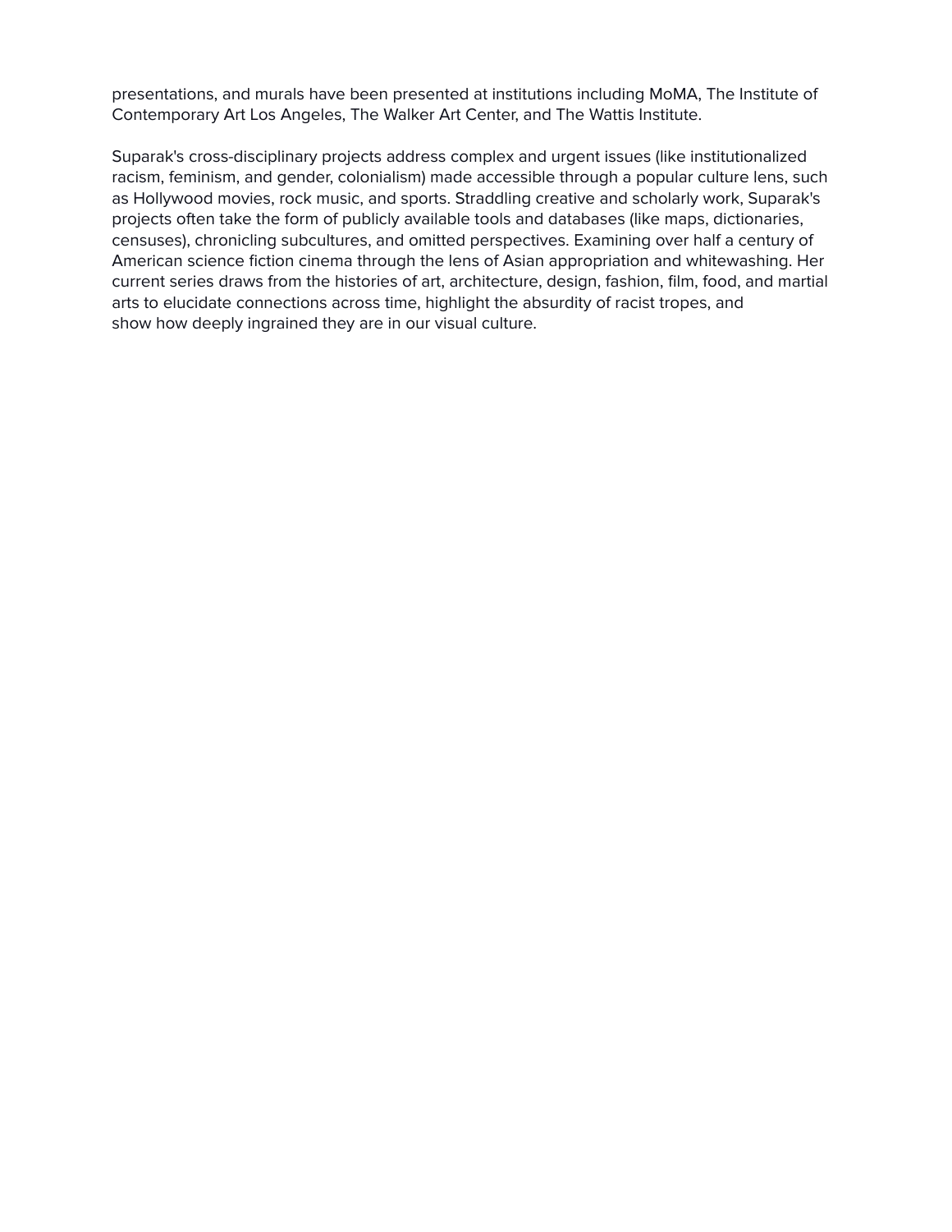presentations, and murals have been presented at institutions including MoMA, The Institute of Contemporary Art Los Angeles, The Walker Art Center, and The Wattis Institute.

Suparak's cross-disciplinary projects address complex and urgent issues (like institutionalized racism, feminism, and gender, colonialism) made accessible through a popular culture lens, such as Hollywood movies, rock music, and sports. Straddling creative and scholarly work, Suparak's projects often take the form of publicly available tools and databases (like maps, dictionaries, censuses), chronicling subcultures, and omitted perspectives. Examining over half a century of American science fiction cinema through the lens of Asian appropriation and whitewashing. Her current series draws from the histories of art, architecture, design, fashion, film, food, and martial arts to elucidate connections across time, highlight the absurdity of racist tropes, and show how deeply ingrained they are in our visual culture.